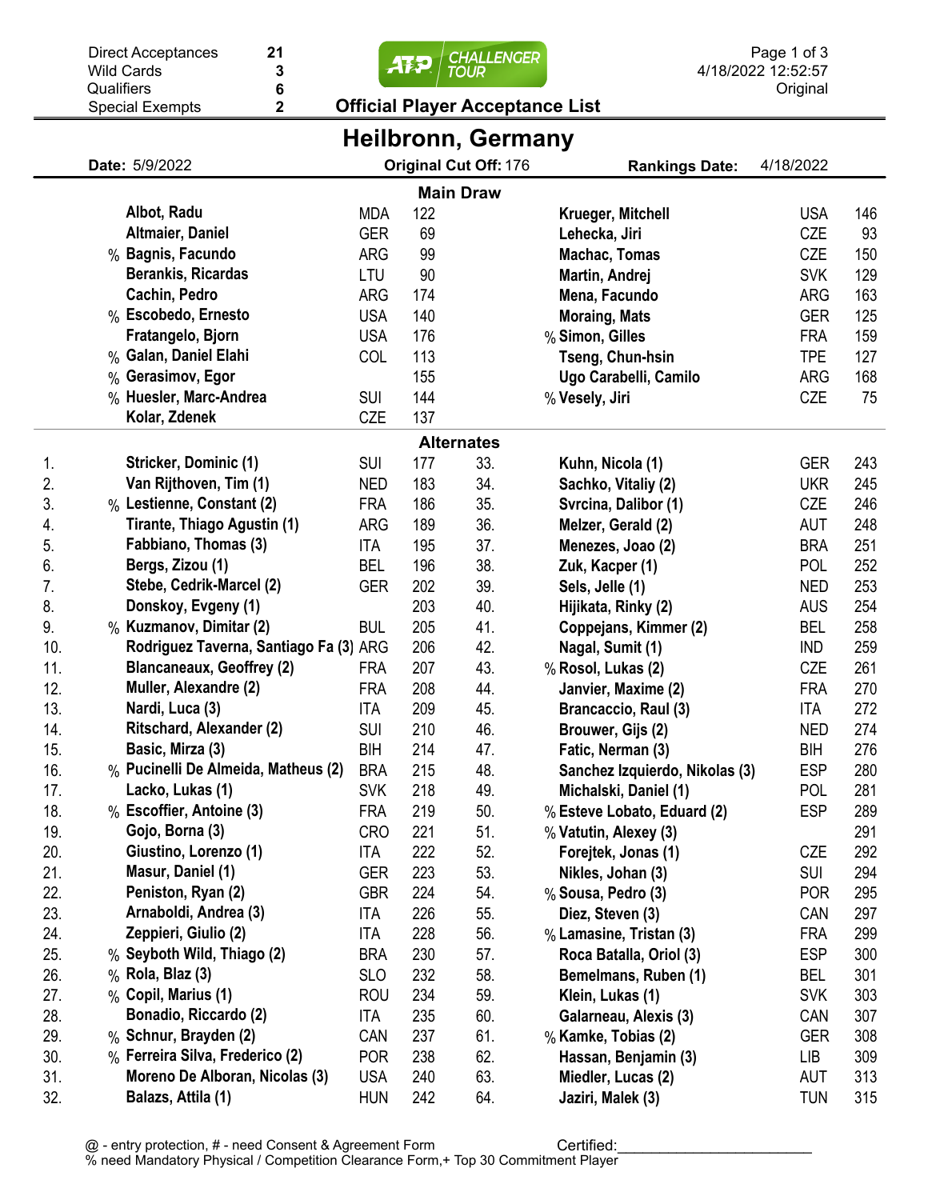| | |
|---|---|
| Direct Acceptances | 21 |
| Wild Cards | 3 |
| Qualifiers | 6 |
| Special Exempts | 2 |

ATP CHALLENGER TOUR

4/18/2022 12:52:57
Original

**Official Player Acceptance List**

# Heilbronn, Germany

**Date:** 5/9/2022 **Original Cut Off:** 176 **Rankings Date:** 4/18/2022

## Main Draw

| | Player | Nat | Rank | | Player | Nat | Rank |
|---|---|---|---|---|---|---|---|
| | Albot, Radu | MDA | 122 | | Krueger, Mitchell | USA | 146 |
| | Altmaier, Daniel | GER | 69 | | Lehecka, Jiri | CZE | 93 |
| % | Bagnis, Facundo | ARG | 99 | | Machac, Tomas | CZE | 150 |
| | Berankis, Ricardas | LTU | 90 | | Martin, Andrej | SVK | 129 |
| | Cachin, Pedro | ARG | 174 | | Mena, Facundo | ARG | 163 |
| % | Escobedo, Ernesto | USA | 140 | | Moraing, Mats | GER | 125 |
| | Fratangelo, Bjorn | USA | 176 | % | Simon, Gilles | FRA | 159 |
| % | Galan, Daniel Elahi | COL | 113 | | Tseng, Chun-hsin | TPE | 127 |
| % | Gerasimov, Egor | | 155 | | Ugo Carabelli, Camilo | ARG | 168 |
| % | Huesler, Marc-Andrea | SUI | 144 | % | Vesely, Jiri | CZE | 75 |
| | Kolar, Zdenek | CZE | 137 | | | | |

## Alternates

| No. | | Player | Nat | Rank | No. | | Player | Nat | Rank |
|---|---|---|---|---|---|---|---|---|---|
| 1. | | Stricker, Dominic (1) | SUI | 177 | 33. | | Kuhn, Nicola (1) | GER | 243 |
| 2. | | Van Rijthoven, Tim (1) | NED | 183 | 34. | | Sachko, Vitaliy (2) | UKR | 245 |
| 3. | % | Lestienne, Constant (2) | FRA | 186 | 35. | | Svrcina, Dalibor (1) | CZE | 246 |
| 4. | | Tirante, Thiago Agustin (1) | ARG | 189 | 36. | | Melzer, Gerald (2) | AUT | 248 |
| 5. | | Fabbiano, Thomas (3) | ITA | 195 | 37. | | Menezes, Joao (2) | BRA | 251 |
| 6. | | Bergs, Zizou (1) | BEL | 196 | 38. | | Zuk, Kacper (1) | POL | 252 |
| 7. | | Stebe, Cedrik-Marcel (2) | GER | 202 | 39. | | Sels, Jelle (1) | NED | 253 |
| 8. | | Donskoy, Evgeny (1) | | 203 | 40. | | Hijikata, Rinky (2) | AUS | 254 |
| 9. | % | Kuzmanov, Dimitar (2) | BUL | 205 | 41. | | Coppejans, Kimmer (2) | BEL | 258 |
| 10. | | Rodriguez Taverna, Santiago Fa (3) | ARG | 206 | 42. | | Nagal, Sumit (1) | IND | 259 |
| 11. | | Blancaneaux, Geoffrey (2) | FRA | 207 | 43. | % | Rosol, Lukas (2) | CZE | 261 |
| 12. | | Muller, Alexandre (2) | FRA | 208 | 44. | | Janvier, Maxime (2) | FRA | 270 |
| 13. | | Nardi, Luca (3) | ITA | 209 | 45. | | Brancaccio, Raul (3) | ITA | 272 |
| 14. | | Ritschard, Alexander (2) | SUI | 210 | 46. | | Brouwer, Gijs (2) | NED | 274 |
| 15. | | Basic, Mirza (3) | BIH | 214 | 47. | | Fatic, Nerman (3) | BIH | 276 |
| 16. | % | Pucinelli De Almeida, Matheus (2) | BRA | 215 | 48. | | Sanchez Izquierdo, Nikolas (3) | ESP | 280 |
| 17. | | Lacko, Lukas (1) | SVK | 218 | 49. | | Michalski, Daniel (1) | POL | 281 |
| 18. | % | Escoffier, Antoine (3) | FRA | 219 | 50. | % | Esteve Lobato, Eduard (2) | ESP | 289 |
| 19. | | Gojo, Borna (3) | CRO | 221 | 51. | % | Vatutin, Alexey (3) | | 291 |
| 20. | | Giustino, Lorenzo (1) | ITA | 222 | 52. | | Forejtek, Jonas (1) | CZE | 292 |
| 21. | | Masur, Daniel (1) | GER | 223 | 53. | | Nikles, Johan (3) | SUI | 294 |
| 22. | | Peniston, Ryan (2) | GBR | 224 | 54. | % | Sousa, Pedro (3) | POR | 295 |
| 23. | | Arnaboldi, Andrea (3) | ITA | 226 | 55. | | Diez, Steven (3) | CAN | 297 |
| 24. | | Zeppieri, Giulio (2) | ITA | 228 | 56. | % | Lamasine, Tristan (3) | FRA | 299 |
| 25. | % | Seyboth Wild, Thiago (2) | BRA | 230 | 57. | | Roca Batalla, Oriol (3) | ESP | 300 |
| 26. | % | Rola, Blaz (3) | SLO | 232 | 58. | | Bemelmans, Ruben (1) | BEL | 301 |
| 27. | % | Copil, Marius (1) | ROU | 234 | 59. | | Klein, Lukas (1) | SVK | 303 |
| 28. | | Bonadio, Riccardo (2) | ITA | 235 | 60. | | Galarneau, Alexis (3) | CAN | 307 |
| 29. | % | Schnur, Brayden (2) | CAN | 237 | 61. | % | Kamke, Tobias (2) | GER | 308 |
| 30. | % | Ferreira Silva, Frederico (2) | POR | 238 | 62. | | Hassan, Benjamin (3) | LIB | 309 |
| 31. | | Moreno De Alboran, Nicolas (3) | USA | 240 | 63. | | Miedler, Lucas (2) | AUT | 313 |
| 32. | | Balazs, Attila (1) | HUN | 242 | 64. | | Jaziri, Malek (3) | TUN | 315 |

@ - entry protection, # - need Consent & Agreement Form
% need Mandatory Physical / Competition Clearance Form,+ Top 30 Commitment Player

Certified:________________________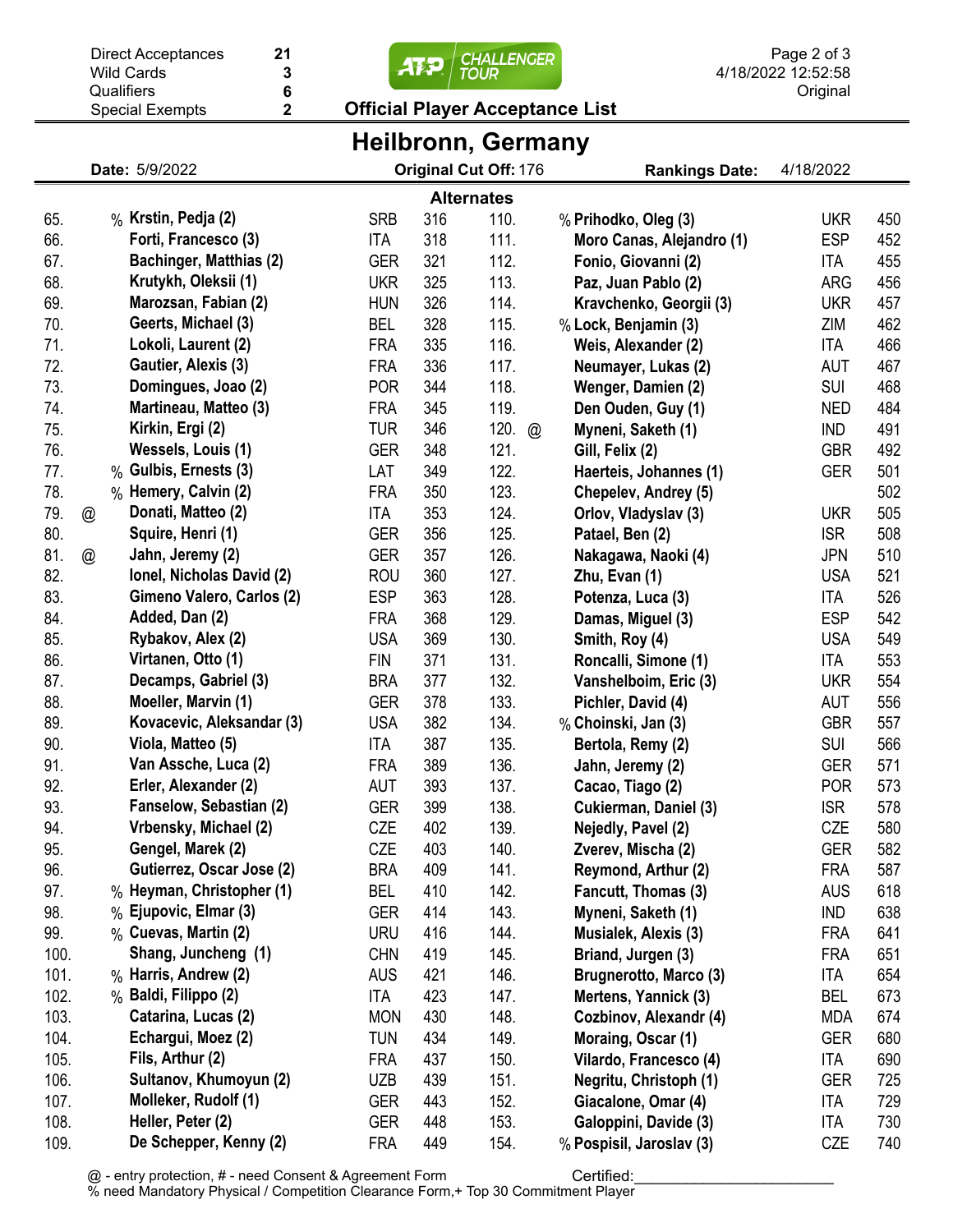Direct Acceptances 21
Wild Cards 3
Qualifiers 6
Special Exempts 2

## Official Player Acceptance List

# Heilbronn, Germany

**Date:** 5/9/2022 **Original Cut Off:** 176 **Rankings Date:** 4/18/2022

### Alternates

| # | | | Player | Country | Rank | # | | | Player | Country | Rank |
|---|---|---|---|---|---|---|---|---|---|---|---|
| 65. | | % | Krstin, Pedja (2) | SRB | 316 | 110. | | % | Prihodko, Oleg (3) | UKR | 450 |
| 66. | | | Forti, Francesco (3) | ITA | 318 | 111. | | | Moro Canas, Alejandro (1) | ESP | 452 |
| 67. | | | Bachinger, Matthias (2) | GER | 321 | 112. | | | Fonio, Giovanni (2) | ITA | 455 |
| 68. | | | Krutykh, Oleksii (1) | UKR | 325 | 113. | | | Paz, Juan Pablo (2) | ARG | 456 |
| 69. | | | Marozsan, Fabian (2) | HUN | 326 | 114. | | | Kravchenko, Georgii (3) | UKR | 457 |
| 70. | | | Geerts, Michael (3) | BEL | 328 | 115. | | % | Lock, Benjamin (3) | ZIM | 462 |
| 71. | | | Lokoli, Laurent (2) | FRA | 335 | 116. | | | Weis, Alexander (2) | ITA | 466 |
| 72. | | | Gautier, Alexis (3) | FRA | 336 | 117. | | | Neumayer, Lukas (2) | AUT | 467 |
| 73. | | | Domingues, Joao (2) | POR | 344 | 118. | | | Wenger, Damien (2) | SUI | 468 |
| 74. | | | Martineau, Matteo (3) | FRA | 345 | 119. | | | Den Ouden, Guy (1) | NED | 484 |
| 75. | | | Kirkin, Ergi (2) | TUR | 346 | 120. | @ | | Myneni, Saketh (1) | IND | 491 |
| 76. | | | Wessels, Louis (1) | GER | 348 | 121. | | | Gill, Felix (2) | GBR | 492 |
| 77. | | % | Gulbis, Ernests (3) | LAT | 349 | 122. | | | Haerteis, Johannes (1) | GER | 501 |
| 78. | | % | Hemery, Calvin (2) | FRA | 350 | 123. | | | Chepelev, Andrey (5) | | 502 |
| 79. | @ | | Donati, Matteo (2) | ITA | 353 | 124. | | | Orlov, Vladyslav (3) | UKR | 505 |
| 80. | | | Squire, Henri (1) | GER | 356 | 125. | | | Patael, Ben (2) | ISR | 508 |
| 81. | @ | | Jahn, Jeremy (2) | GER | 357 | 126. | | | Nakagawa, Naoki (4) | JPN | 510 |
| 82. | | | Ionel, Nicholas David (2) | ROU | 360 | 127. | | | Zhu, Evan (1) | USA | 521 |
| 83. | | | Gimeno Valero, Carlos (2) | ESP | 363 | 128. | | | Potenza, Luca (3) | ITA | 526 |
| 84. | | | Added, Dan (2) | FRA | 368 | 129. | | | Damas, Miguel (3) | ESP | 542 |
| 85. | | | Rybakov, Alex (2) | USA | 369 | 130. | | | Smith, Roy (4) | USA | 549 |
| 86. | | | Virtanen, Otto (1) | FIN | 371 | 131. | | | Roncalli, Simone (1) | ITA | 553 |
| 87. | | | Decamps, Gabriel (3) | BRA | 377 | 132. | | | Vanshelboim, Eric (3) | UKR | 554 |
| 88. | | | Moeller, Marvin (1) | GER | 378 | 133. | | | Pichler, David (4) | AUT | 556 |
| 89. | | | Kovacevic, Aleksandar (3) | USA | 382 | 134. | | % | Choinski, Jan (3) | GBR | 557 |
| 90. | | | Viola, Matteo (5) | ITA | 387 | 135. | | | Bertola, Remy (2) | SUI | 566 |
| 91. | | | Van Assche, Luca (2) | FRA | 389 | 136. | | | Jahn, Jeremy (2) | GER | 571 |
| 92. | | | Erler, Alexander (2) | AUT | 393 | 137. | | | Cacao, Tiago (2) | POR | 573 |
| 93. | | | Fanselow, Sebastian (2) | GER | 399 | 138. | | | Cukierman, Daniel (3) | ISR | 578 |
| 94. | | | Vrbensky, Michael (2) | CZE | 402 | 139. | | | Nejedly, Pavel (2) | CZE | 580 |
| 95. | | | Gengel, Marek (2) | CZE | 403 | 140. | | | Zverev, Mischa (2) | GER | 582 |
| 96. | | | Gutierrez, Oscar Jose (2) | BRA | 409 | 141. | | | Reymond, Arthur (2) | FRA | 587 |
| 97. | | % | Heyman, Christopher (1) | BEL | 410 | 142. | | | Fancutt, Thomas (3) | AUS | 618 |
| 98. | | % | Ejupovic, Elmar (3) | GER | 414 | 143. | | | Myneni, Saketh (1) | IND | 638 |
| 99. | | % | Cuevas, Martin (2) | URU | 416 | 144. | | | Musialek, Alexis (3) | FRA | 641 |
| 100. | | | Shang, Juncheng (1) | CHN | 419 | 145. | | | Briand, Jurgen (3) | FRA | 651 |
| 101. | | % | Harris, Andrew (2) | AUS | 421 | 146. | | | Brugnerotto, Marco (3) | ITA | 654 |
| 102. | | % | Baldi, Filippo (2) | ITA | 423 | 147. | | | Mertens, Yannick (3) | BEL | 673 |
| 103. | | | Catarina, Lucas (2) | MON | 430 | 148. | | | Cozbinov, Alexandr (4) | MDA | 674 |
| 104. | | | Echargui, Moez (2) | TUN | 434 | 149. | | | Moraing, Oscar (1) | GER | 680 |
| 105. | | | Fils, Arthur (2) | FRA | 437 | 150. | | | Vilardo, Francesco (4) | ITA | 690 |
| 106. | | | Sultanov, Khumoyun (2) | UZB | 439 | 151. | | | Negritu, Christoph (1) | GER | 725 |
| 107. | | | Molleker, Rudolf (1) | GER | 443 | 152. | | | Giacalone, Omar (4) | ITA | 729 |
| 108. | | | Heller, Peter (2) | GER | 448 | 153. | | | Galoppini, Davide (3) | ITA | 730 |
| 109. | | | De Schepper, Kenny (2) | FRA | 449 | 154. | | % | Pospisil, Jaroslav (3) | CZE | 740 |

@ - entry protection, # - need Consent & Agreement Form
% need Mandatory Physical / Competition Clearance Form,+ Top 30 Commitment Player

Certified:________________________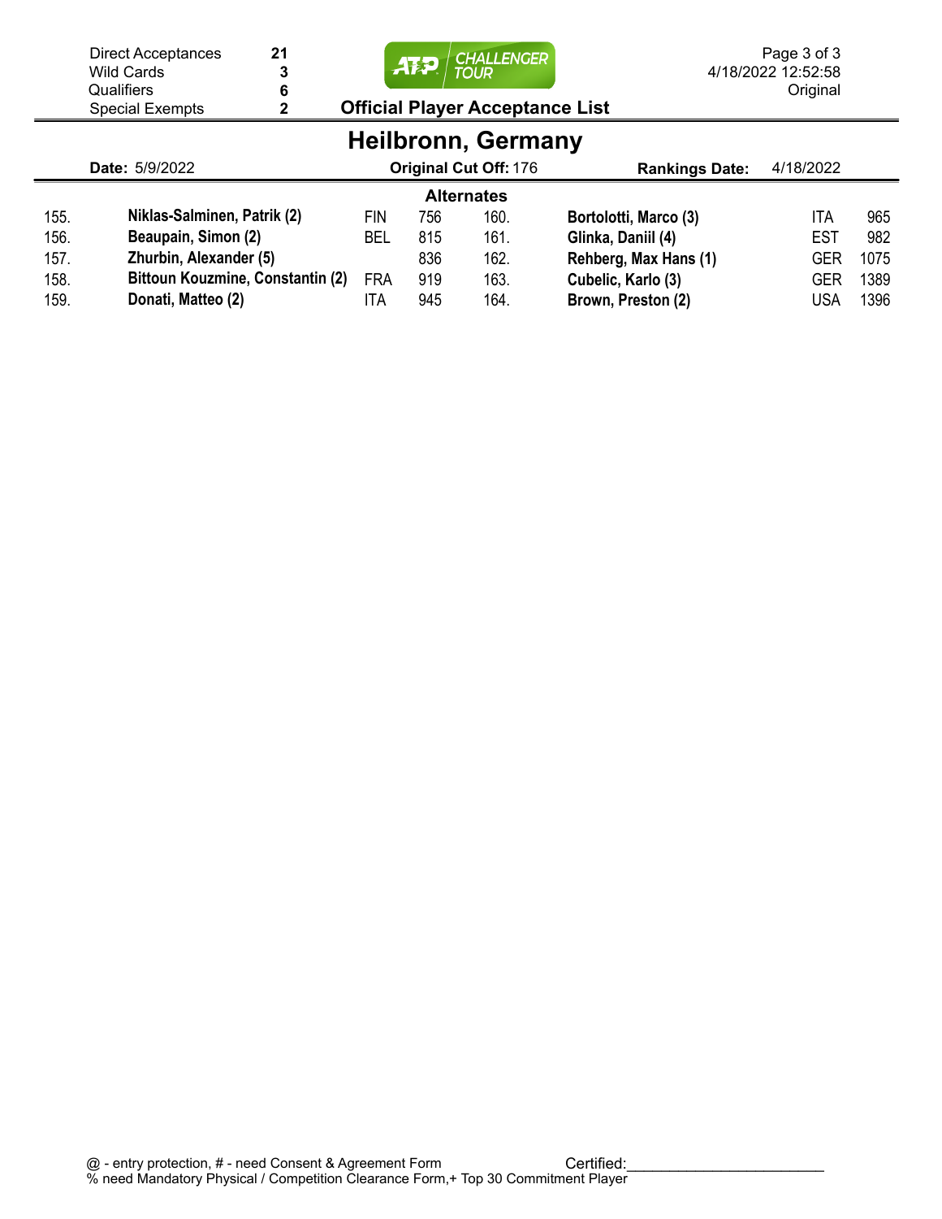| | |
|---|---|
| Direct Acceptances | 21 |
| Wild Cards | 3 |
| Qualifiers | 6 |
| Special Exempts | 2 |

**Official Player Acceptance List**

4/18/2022 12:52:58

Original

# Heilbronn, Germany

**Date:** 5/9/2022 **Original Cut Off:** 176 **Rankings Date:** 4/18/2022

## Alternates

| | | | | | | | |
|---|---|---|---|---|---|---|---|
| 155. | **Niklas-Salminen, Patrik (2)** | FIN | 756 | 160. | **Bortolotti, Marco (3)** | ITA | 965 |
| 156. | **Beaupain, Simon (2)** | BEL | 815 | 161. | **Glinka, Daniil (4)** | EST | 982 |
| 157. | **Zhurbin, Alexander (5)** | | 836 | 162. | **Rehberg, Max Hans (1)** | GER | 1075 |
| 158. | **Bittoun Kouzmine, Constantin (2)** | FRA | 919 | 163. | **Cubelic, Karlo (3)** | GER | 1389 |
| 159. | **Donati, Matteo (2)** | ITA | 945 | 164. | **Brown, Preston (2)** | USA | 1396 |

@ - entry protection, # - need Consent & Agreement Form
% need Mandatory Physical / Competition Clearance Form,+ Top 30 Commitment Player

Certified:________________________